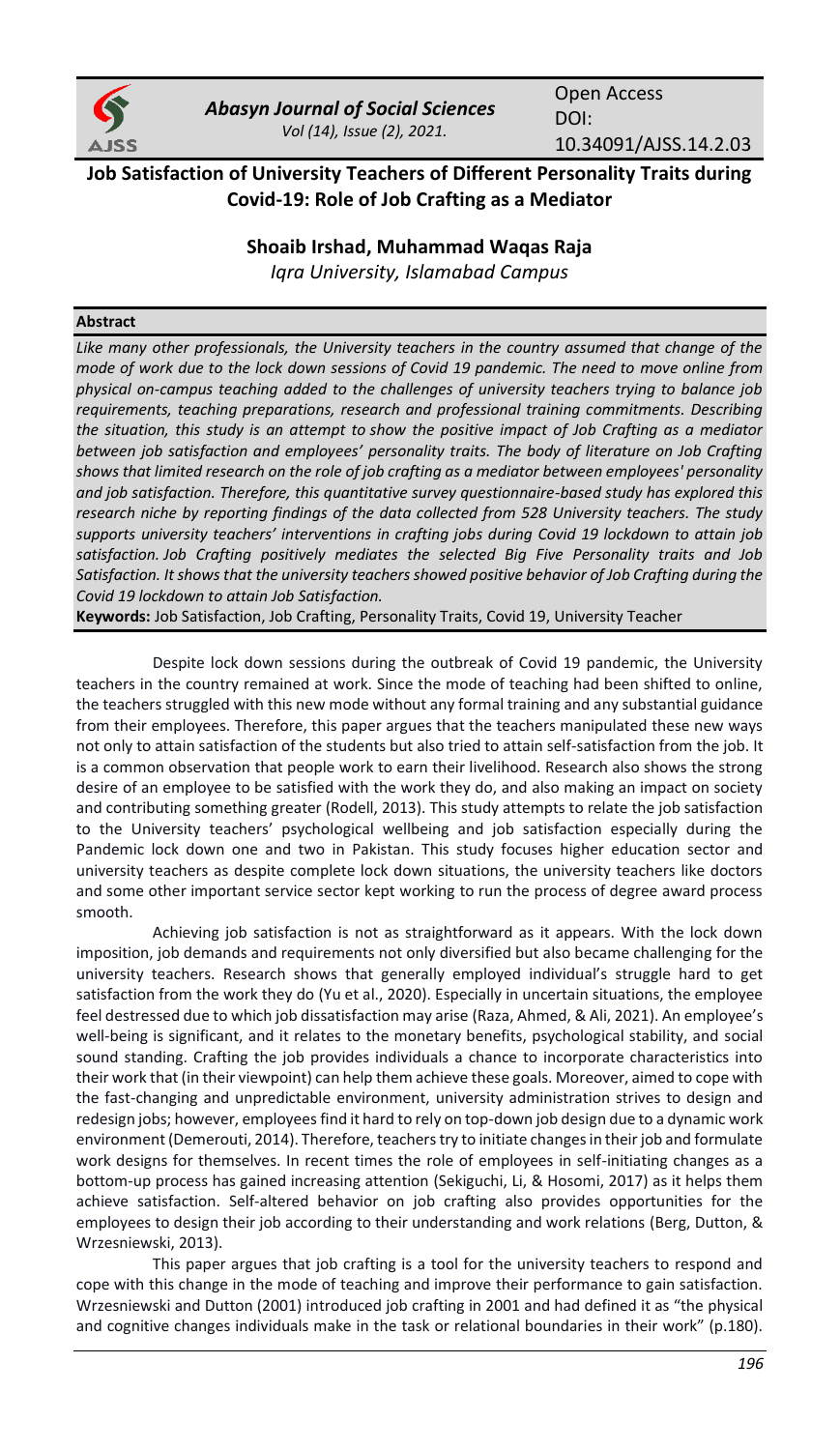# Job Satisfaction of University Teachers of Different Personality Traits during Covid-19: Role of Job Crafting as a Mediator

**Shoaib Irshad, Muhammad Waqas Raja**

*Iqra University, Islamabad Campus*

## Abstract

*Like many other professionals, the University teachers in the country assumed that change of the mode of work due to the lock down sessions of Covid 19 pandemic. The need to move online from physical on-campus teaching added to the challenges of university teachers trying to balance job requirements, teaching preparations, research and professional training commitments. Describing the situation, this study is an attempt to show the positive impact of Job Crafting as a mediator between job satisfaction and employees' personality traits. The body of literature on Job Crafting shows that limited research on the role of job crafting as a mediator between employees' personality and job satisfaction. Therefore, this quantitative survey questionnaire-based study has explored this research niche by reporting findings of the data collected from 528 University teachers. The study supports university teachers' interventions in crafting jobs during Covid 19 lockdown to attain job satisfaction. Job Crafting positively mediates the selected Big Five Personality traits and Job Satisfaction. It shows that the university teachers showed positive behavior of Job Crafting during the Covid 19 lockdown to attain Job Satisfaction.*

**Keywords:** Job Satisfaction, Job Crafting, Personality Traits, Covid 19, University Teacher

Despite lock down sessions during the outbreak of Covid 19 pandemic, the University teachers in the country remained at work. Since the mode of teaching had been shifted to online, the teachers struggled with this new mode without any formal training and any substantial guidance from their employees. Therefore, this paper argues that the teachers manipulated these new ways not only to attain satisfaction of the students but also tried to attain self-satisfaction from the job. It is a common observation that people work to earn their livelihood. Research also shows the strong desire of an employee to be satisfied with the work they do, and also making an impact on society and contributing something greater (Rodell, 2013). This study attempts to relate the job satisfaction to the University teachers' psychological wellbeing and job satisfaction especially during the Pandemic lock down one and two in Pakistan. This study focuses higher education sector and university teachers as despite complete lock down situations, the university teachers like doctors and some other important service sector kept working to run the process of degree award process smooth.

Achieving job satisfaction is not as straightforward as it appears. With the lock down imposition, job demands and requirements not only diversified but also became challenging for the university teachers. Research shows that generally employed individual's struggle hard to get satisfaction from the work they do (Yu et al., 2020). Especially in uncertain situations, the employee feel destressed due to which job dissatisfaction may arise (Raza, Ahmed, & Ali, 2021). An employee's well-being is significant, and it relates to the monetary benefits, psychological stability, and social sound standing. Crafting the job provides individuals a chance to incorporate characteristics into their work that (in their viewpoint) can help them achieve these goals. Moreover, aimed to cope with the fast-changing and unpredictable environment, university administration strives to design and redesign jobs; however, employees find it hard to rely on top-down job design due to a dynamic work environment (Demerouti, 2014). Therefore, teachers try to initiate changes in their job and formulate work designs for themselves. In recent times the role of employees in self-initiating changes as a bottom-up process has gained increasing attention (Sekiguchi, Li, & Hosomi, 2017) as it helps them achieve satisfaction. Self-altered behavior on job crafting also provides opportunities for the employees to design their job according to their understanding and work relations (Berg, Dutton, & Wrzesniewski, 2013).

This paper argues that job crafting is a tool for the university teachers to respond and cope with this change in the mode of teaching and improve their performance to gain satisfaction. Wrzesniewski and Dutton (2001) introduced job crafting in 2001 and had defined it as "the physical and cognitive changes individuals make in the task or relational boundaries in their work" (p.180).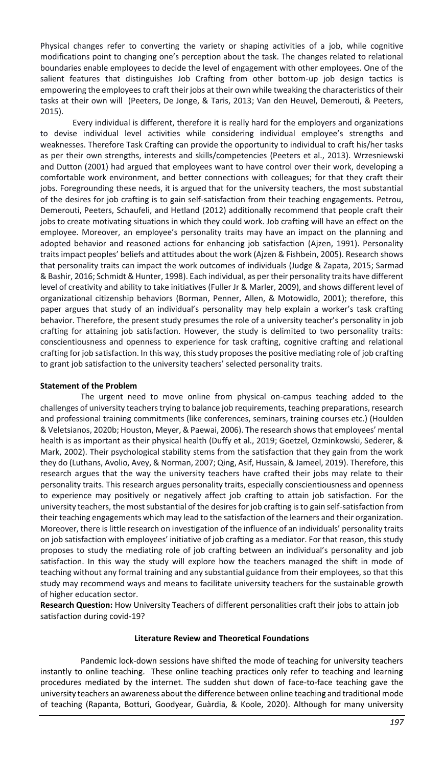Physical changes refer to converting the variety or shaping activities of a job, while cognitive modifications point to changing one's perception about the task. The changes related to relational boundaries enable employees to decide the level of engagement with other employees. One of the salient features that distinguishes Job Crafting from other bottom-up job design tactics is empowering the employees to craft their jobs at their own while tweaking the characteristics of their tasks at their own will (Peeters, De Jonge, & Taris, 2013; Van den Heuvel, Demerouti, & Peeters, 2015).

Every individual is different, therefore it is really hard for the employers and organizations to devise individual level activities while considering individual employee's strengths and weaknesses. Therefore Task Crafting can provide the opportunity to individual to craft his/her tasks as per their own strengths, interests and skills/competencies (Peeters et al., 2013). Wrzesniewski and Dutton (2001) had argued that employees want to have control over their work, developing a comfortable work environment, and better connections with colleagues; for that they craft their jobs. Foregrounding these needs, it is argued that for the university teachers, the most substantial of the desires for job crafting is to gain self-satisfaction from their teaching engagements. Petrou, Demerouti, Peeters, Schaufeli, and Hetland (2012) additionally recommend that people craft their jobs to create motivating situations in which they could work. Job crafting will have an effect on the employee. Moreover, an employee's personality traits may have an impact on the planning and adopted behavior and reasoned actions for enhancing job satisfaction (Ajzen, 1991). Personality traits impact peoples' beliefs and attitudes about the work (Ajzen & Fishbein, 2005). Research shows that personality traits can impact the work outcomes of individuals (Judge & Zapata, 2015; Sarmad & Bashir, 2016; Schmidt & Hunter, 1998). Each individual, as per their personality traits have different level of creativity and ability to take initiatives (Fuller Jr & Marler, 2009), and shows different level of organizational citizenship behaviors (Borman, Penner, Allen, & Motowidlo, 2001); therefore, this paper argues that study of an individual's personality may help explain a worker's task crafting behavior. Therefore, the present study presumes the role of a university teacher's personality in job crafting for attaining job satisfaction. However, the study is delimited to two personality traits: conscientiousness and openness to experience for task crafting, cognitive crafting and relational crafting for job satisfaction. In this way, this study proposes the positive mediating role of job crafting to grant job satisfaction to the university teachers' selected personality traits.

**Statement of the Problem**

The urgent need to move online from physical on-campus teaching added to the challenges of university teachers trying to balance job requirements, teaching preparations, research and professional training commitments (like conferences, seminars, training courses etc.) (Houlden & Veletsianos, 2020b; Houston, Meyer, & Paewai, 2006). The research shows that employees' mental health is as important as their physical health (Duffy et al., 2019; Goetzel, Ozminkowski, Sederer, & Mark, 2002). Their psychological stability stems from the satisfaction that they gain from the work they do (Luthans, Avolio, Avey, & Norman, 2007; Qing, Asif, Hussain, & Jameel, 2019). Therefore, this research argues that the way the university teachers have crafted their jobs may relate to their personality traits. This research argues personality traits, especially conscientiousness and openness to experience may positively or negatively affect job crafting to attain job satisfaction. For the university teachers, the most substantial of the desires for job crafting is to gain self-satisfaction from their teaching engagements which may lead to the satisfaction of the learners and their organization. Moreover, there is little research on investigation of the influence of an individuals' personality traits on job satisfaction with employees' initiative of job crafting as a mediator. For that reason, this study proposes to study the mediating role of job crafting between an individual's personality and job satisfaction. In this way the study will explore how the teachers managed the shift in mode of teaching without any formal training and any substantial guidance from their employees, so that this study may recommend ways and means to facilitate university teachers for the sustainable growth of higher education sector.

**Research Question:** How University Teachers of different personalities craft their jobs to attain job satisfaction during covid-19?

**Literature Review and Theoretical Foundations**

Pandemic lock-down sessions have shifted the mode of teaching for university teachers instantly to online teaching. These online teaching practices only refer to teaching and learning procedures mediated by the internet. The sudden shut down of face-to-face teaching gave the university teachers an awareness about the difference between online teaching and traditional mode of teaching (Rapanta, Botturi, Goodyear, Guàrdia, & Koole, 2020). Although for many university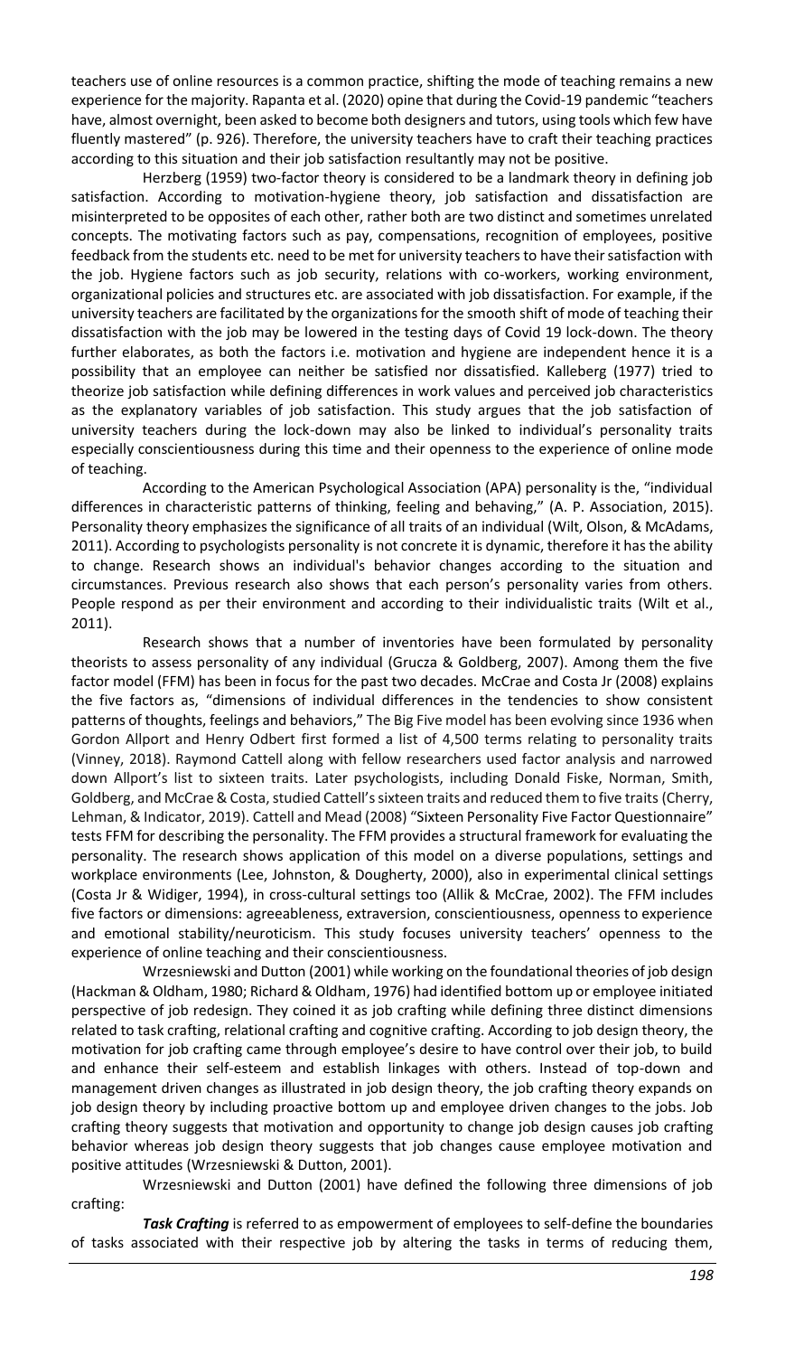teachers use of online resources is a common practice, shifting the mode of teaching remains a new experience for the majority. Rapanta et al. (2020) opine that during the Covid-19 pandemic "teachers have, almost overnight, been asked to become both designers and tutors, using tools which few have fluently mastered" (p. 926). Therefore, the university teachers have to craft their teaching practices according to this situation and their job satisfaction resultantly may not be positive.

Herzberg (1959) two-factor theory is considered to be a landmark theory in defining job satisfaction. According to motivation-hygiene theory, job satisfaction and dissatisfaction are misinterpreted to be opposites of each other, rather both are two distinct and sometimes unrelated concepts. The motivating factors such as pay, compensations, recognition of employees, positive feedback from the students etc. need to be met for university teachers to have their satisfaction with the job. Hygiene factors such as job security, relations with co-workers, working environment, organizational policies and structures etc. are associated with job dissatisfaction. For example, if the university teachers are facilitated by the organizations for the smooth shift of mode of teaching their dissatisfaction with the job may be lowered in the testing days of Covid 19 lock-down. The theory further elaborates, as both the factors i.e. motivation and hygiene are independent hence it is a possibility that an employee can neither be satisfied nor dissatisfied. Kalleberg (1977) tried to theorize job satisfaction while defining differences in work values and perceived job characteristics as the explanatory variables of job satisfaction. This study argues that the job satisfaction of university teachers during the lock-down may also be linked to individual's personality traits especially conscientiousness during this time and their openness to the experience of online mode of teaching.

According to the American Psychological Association (APA) personality is the, "individual differences in characteristic patterns of thinking, feeling and behaving," (A. P. Association, 2015). Personality theory emphasizes the significance of all traits of an individual (Wilt, Olson, & McAdams, 2011). According to psychologists personality is not concrete it is dynamic, therefore it has the ability to change. Research shows an individual's behavior changes according to the situation and circumstances. Previous research also shows that each person's personality varies from others. People respond as per their environment and according to their individualistic traits (Wilt et al., 2011).

Research shows that a number of inventories have been formulated by personality theorists to assess personality of any individual (Grucza & Goldberg, 2007). Among them the five factor model (FFM) has been in focus for the past two decades. McCrae and Costa Jr (2008) explains the five factors as, "dimensions of individual differences in the tendencies to show consistent patterns of thoughts, feelings and behaviors," The Big Five model has been evolving since 1936 when Gordon Allport and Henry Odbert first formed a list of 4,500 terms relating to personality traits (Vinney, 2018). Raymond Cattell along with fellow researchers used factor analysis and narrowed down Allport's list to sixteen traits. Later psychologists, including Donald Fiske, Norman, Smith, Goldberg, and McCrae & Costa, studied Cattell's sixteen traits and reduced them to five traits (Cherry, Lehman, & Indicator, 2019). Cattell and Mead (2008) "Sixteen Personality Five Factor Questionnaire" tests FFM for describing the personality. The FFM provides a structural framework for evaluating the personality. The research shows application of this model on a diverse populations, settings and workplace environments (Lee, Johnston, & Dougherty, 2000), also in experimental clinical settings (Costa Jr & Widiger, 1994), in cross-cultural settings too (Allik & McCrae, 2002). The FFM includes five factors or dimensions: agreeableness, extraversion, conscientiousness, openness to experience and emotional stability/neuroticism. This study focuses university teachers' openness to the experience of online teaching and their conscientiousness.

Wrzesniewski and Dutton (2001) while working on the foundational theories of job design (Hackman & Oldham, 1980; Richard & Oldham, 1976) had identified bottom up or employee initiated perspective of job redesign. They coined it as job crafting while defining three distinct dimensions related to task crafting, relational crafting and cognitive crafting. According to job design theory, the motivation for job crafting came through employee's desire to have control over their job, to build and enhance their self-esteem and establish linkages with others. Instead of top-down and management driven changes as illustrated in job design theory, the job crafting theory expands on job design theory by including proactive bottom up and employee driven changes to the jobs. Job crafting theory suggests that motivation and opportunity to change job design causes job crafting behavior whereas job design theory suggests that job changes cause employee motivation and positive attitudes (Wrzesniewski & Dutton, 2001).

Wrzesniewski and Dutton (2001) have defined the following three dimensions of job crafting:

***Task Crafting*** is referred to as empowerment of employees to self-define the boundaries of tasks associated with their respective job by altering the tasks in terms of reducing them,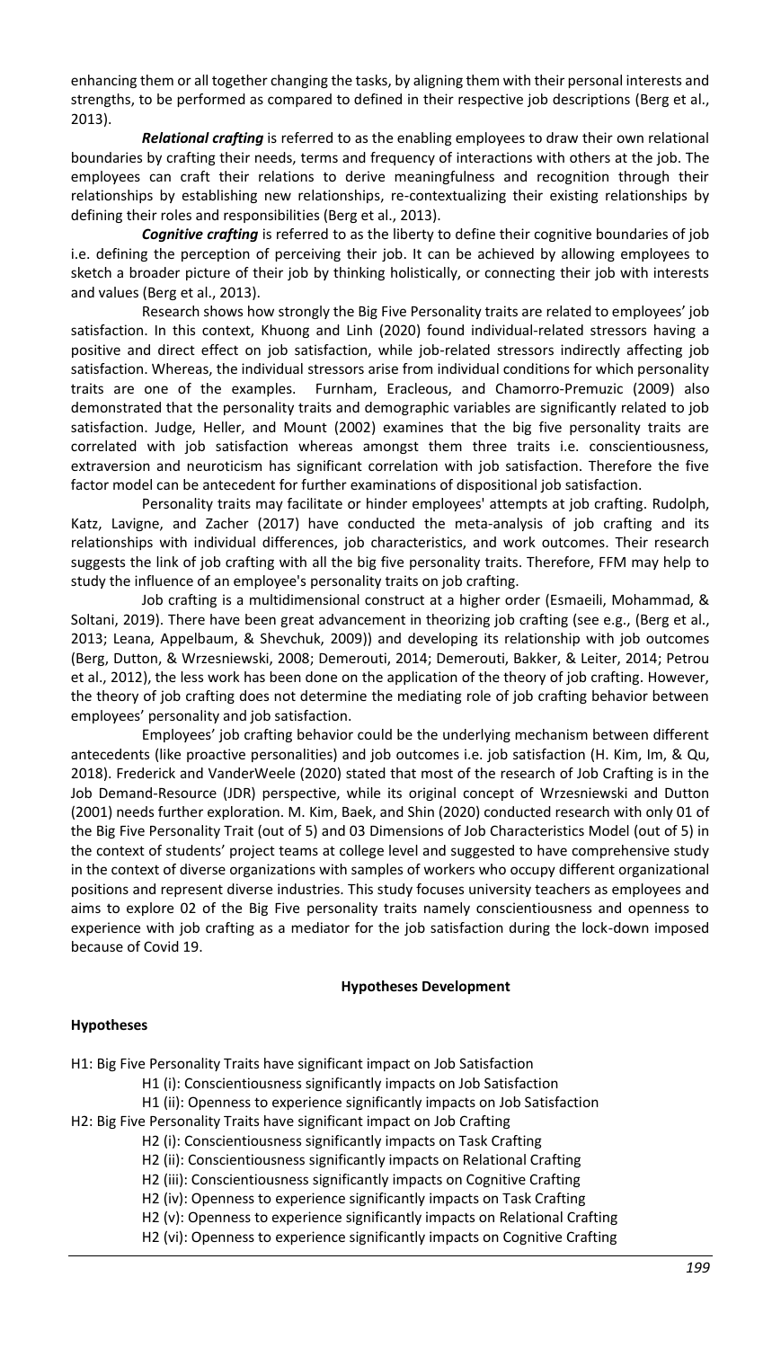enhancing them or all together changing the tasks, by aligning them with their personal interests and strengths, to be performed as compared to defined in their respective job descriptions (Berg et al., 2013).

***Relational crafting*** is referred to as the enabling employees to draw their own relational boundaries by crafting their needs, terms and frequency of interactions with others at the job. The employees can craft their relations to derive meaningfulness and recognition through their relationships by establishing new relationships, re-contextualizing their existing relationships by defining their roles and responsibilities (Berg et al., 2013).

***Cognitive crafting*** is referred to as the liberty to define their cognitive boundaries of job i.e. defining the perception of perceiving their job. It can be achieved by allowing employees to sketch a broader picture of their job by thinking holistically, or connecting their job with interests and values (Berg et al., 2013).

Research shows how strongly the Big Five Personality traits are related to employees' job satisfaction. In this context, Khuong and Linh (2020) found individual-related stressors having a positive and direct effect on job satisfaction, while job-related stressors indirectly affecting job satisfaction. Whereas, the individual stressors arise from individual conditions for which personality traits are one of the examples. Furnham, Eracleous, and Chamorro-Premuzic (2009) also demonstrated that the personality traits and demographic variables are significantly related to job satisfaction. Judge, Heller, and Mount (2002) examines that the big five personality traits are correlated with job satisfaction whereas amongst them three traits i.e. conscientiousness, extraversion and neuroticism has significant correlation with job satisfaction. Therefore the five factor model can be antecedent for further examinations of dispositional job satisfaction.

Personality traits may facilitate or hinder employees' attempts at job crafting. Rudolph, Katz, Lavigne, and Zacher (2017) have conducted the meta-analysis of job crafting and its relationships with individual differences, job characteristics, and work outcomes. Their research suggests the link of job crafting with all the big five personality traits. Therefore, FFM may help to study the influence of an employee's personality traits on job crafting.

Job crafting is a multidimensional construct at a higher order (Esmaeili, Mohammad, & Soltani, 2019). There have been great advancement in theorizing job crafting (see e.g., (Berg et al., 2013; Leana, Appelbaum, & Shevchuk, 2009)) and developing its relationship with job outcomes (Berg, Dutton, & Wrzesniewski, 2008; Demerouti, 2014; Demerouti, Bakker, & Leiter, 2014; Petrou et al., 2012), the less work has been done on the application of the theory of job crafting. However, the theory of job crafting does not determine the mediating role of job crafting behavior between employees' personality and job satisfaction.

Employees' job crafting behavior could be the underlying mechanism between different antecedents (like proactive personalities) and job outcomes i.e. job satisfaction (H. Kim, Im, & Qu, 2018). Frederick and VanderWeele (2020) stated that most of the research of Job Crafting is in the Job Demand-Resource (JDR) perspective, while its original concept of Wrzesniewski and Dutton (2001) needs further exploration. M. Kim, Baek, and Shin (2020) conducted research with only 01 of the Big Five Personality Trait (out of 5) and 03 Dimensions of Job Characteristics Model (out of 5) in the context of students' project teams at college level and suggested to have comprehensive study in the context of diverse organizations with samples of workers who occupy different organizational positions and represent diverse industries. This study focuses university teachers as employees and aims to explore 02 of the Big Five personality traits namely conscientiousness and openness to experience with job crafting as a mediator for the job satisfaction during the lock-down imposed because of Covid 19.

## Hypotheses Development

### Hypotheses

- H1: Big Five Personality Traits have significant impact on Job Satisfaction
  - H1 (i): Conscientiousness significantly impacts on Job Satisfaction
  - H1 (ii): Openness to experience significantly impacts on Job Satisfaction
- H2: Big Five Personality Traits have significant impact on Job Crafting
  - H2 (i): Conscientiousness significantly impacts on Task Crafting
  - H2 (ii): Conscientiousness significantly impacts on Relational Crafting
  - H2 (iii): Conscientiousness significantly impacts on Cognitive Crafting
  - H2 (iv): Openness to experience significantly impacts on Task Crafting
  - H2 (v): Openness to experience significantly impacts on Relational Crafting
  - H2 (vi): Openness to experience significantly impacts on Cognitive Crafting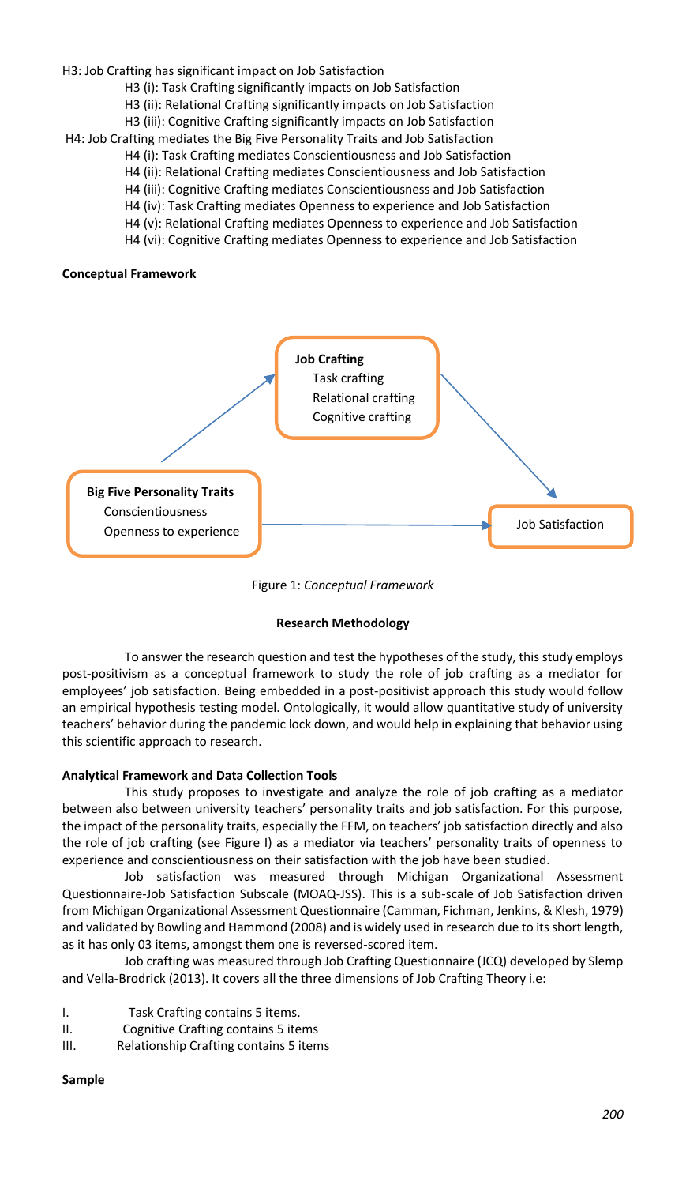H3: Job Crafting has significant impact on Job Satisfaction

- H3 (i): Task Crafting significantly impacts on Job Satisfaction
- H3 (ii): Relational Crafting significantly impacts on Job Satisfaction
- H3 (iii): Cognitive Crafting significantly impacts on Job Satisfaction

H4: Job Crafting mediates the Big Five Personality Traits and Job Satisfaction

- H4 (i): Task Crafting mediates Conscientiousness and Job Satisfaction
- H4 (ii): Relational Crafting mediates Conscientiousness and Job Satisfaction
- H4 (iii): Cognitive Crafting mediates Conscientiousness and Job Satisfaction
- H4 (iv): Task Crafting mediates Openness to experience and Job Satisfaction
- H4 (v): Relational Crafting mediates Openness to experience and Job Satisfaction
- H4 (vi): Cognitive Crafting mediates Openness to experience and Job Satisfaction

**Conceptual Framework**

**Job Crafting**
Task crafting
Relational crafting
Cognitive crafting

**Big Five Personality Traits**
Conscientiousness
Openness to experience

Job Satisfaction

Figure 1: *Conceptual Framework*

**Research Methodology**

To answer the research question and test the hypotheses of the study, this study employs post-positivism as a conceptual framework to study the role of job crafting as a mediator for employees' job satisfaction. Being embedded in a post-positivist approach this study would follow an empirical hypothesis testing model. Ontologically, it would allow quantitative study of university teachers' behavior during the pandemic lock down, and would help in explaining that behavior using this scientific approach to research.

**Analytical Framework and Data Collection Tools**

This study proposes to investigate and analyze the role of job crafting as a mediator between also between university teachers' personality traits and job satisfaction. For this purpose, the impact of the personality traits, especially the FFM, on teachers' job satisfaction directly and also the role of job crafting (see Figure I) as a mediator via teachers' personality traits of openness to experience and conscientiousness on their satisfaction with the job have been studied.

Job satisfaction was measured through Michigan Organizational Assessment Questionnaire-Job Satisfaction Subscale (MOAQ-JSS). This is a sub-scale of Job Satisfaction driven from Michigan Organizational Assessment Questionnaire (Camman, Fichman, Jenkins, & Klesh, 1979) and validated by Bowling and Hammond (2008) and is widely used in research due to its short length, as it has only 03 items, amongst them one is reversed-scored item.

Job crafting was measured through Job Crafting Questionnaire (JCQ) developed by Slemp and Vella-Brodrick (2013). It covers all the three dimensions of Job Crafting Theory i.e:

I. Task Crafting contains 5 items.
II. Cognitive Crafting contains 5 items
III. Relationship Crafting contains 5 items

**Sample**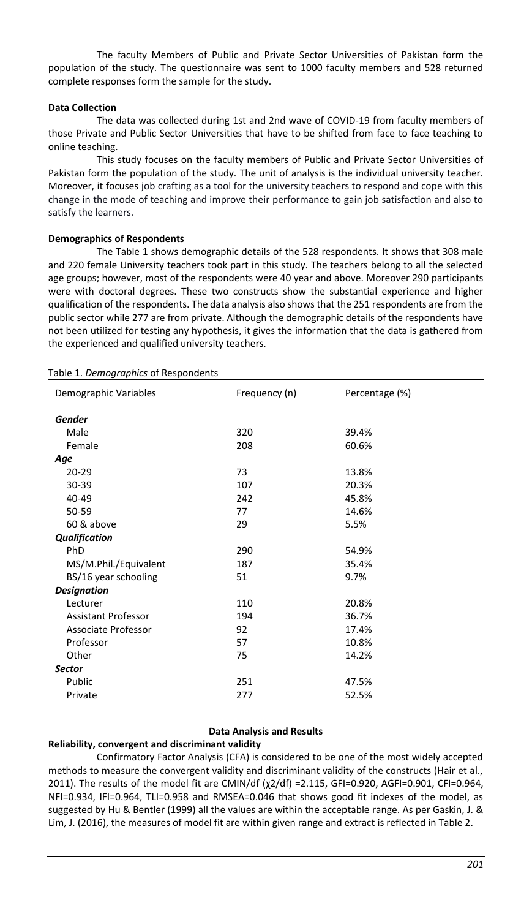The faculty Members of Public and Private Sector Universities of Pakistan form the population of the study. The questionnaire was sent to 1000 faculty members and 528 returned complete responses form the sample for the study.

**Data Collection**

The data was collected during 1st and 2nd wave of COVID-19 from faculty members of those Private and Public Sector Universities that have to be shifted from face to face teaching to online teaching.

This study focuses on the faculty members of Public and Private Sector Universities of Pakistan form the population of the study. The unit of analysis is the individual university teacher. Moreover, it focuses job crafting as a tool for the university teachers to respond and cope with this change in the mode of teaching and improve their performance to gain job satisfaction and also to satisfy the learners.

**Demographics of Respondents**

The Table 1 shows demographic details of the 528 respondents. It shows that 308 male and 220 female University teachers took part in this study. The teachers belong to all the selected age groups; however, most of the respondents were 40 year and above. Moreover 290 participants were with doctoral degrees. These two constructs show the substantial experience and higher qualification of the respondents. The data analysis also shows that the 251 respondents are from the public sector while 277 are from private. Although the demographic details of the respondents have not been utilized for testing any hypothesis, it gives the information that the data is gathered from the experienced and qualified university teachers.

Table 1. *Demographics* of Respondents

| Demographic Variables | Frequency (n) | Percentage (%) |
|---|---|---|
| ***Gender*** | | |
| Male | 320 | 39.4% |
| Female | 208 | 60.6% |
| ***Age*** | | |
| 20-29 | 73 | 13.8% |
| 30-39 | 107 | 20.3% |
| 40-49 | 242 | 45.8% |
| 50-59 | 77 | 14.6% |
| 60 & above | 29 | 5.5% |
| ***Qualification*** | | |
| PhD | 290 | 54.9% |
| MS/M.Phil./Equivalent | 187 | 35.4% |
| BS/16 year schooling | 51 | 9.7% |
| ***Designation*** | | |
| Lecturer | 110 | 20.8% |
| Assistant Professor | 194 | 36.7% |
| Associate Professor | 92 | 17.4% |
| Professor | 57 | 10.8% |
| Other | 75 | 14.2% |
| ***Sector*** | | |
| Public | 251 | 47.5% |
| Private | 277 | 52.5% |

## Data Analysis and Results

### Reliability, convergent and discriminant validity

Confirmatory Factor Analysis (CFA) is considered to be one of the most widely accepted methods to measure the convergent validity and discriminant validity of the constructs (Hair et al., 2011). The results of the model fit are CMIN/df ($\chi 2/df$) =2.115, GFI=0.920, AGFI=0.901, CFI=0.964, NFI=0.934, IFI=0.964, TLI=0.958 and RMSEA=0.046 that shows good fit indexes of the model, as suggested by Hu & Bentler (1999) all the values are within the acceptable range. As per Gaskin, J. & Lim, J. (2016), the measures of model fit are within given range and extract is reflected in Table 2.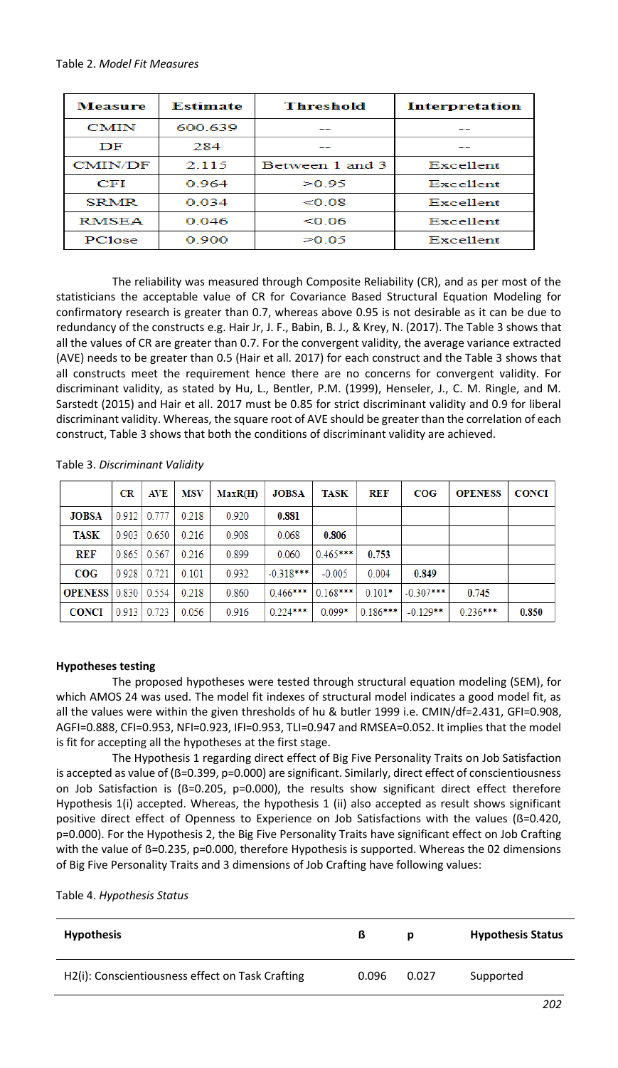Table 2. *Model Fit Measures*

| Measure | Estimate | Threshold | Interpretation |
|---|---|---|---|
| CMIN | 600.639 | -- | -- |
| DF | 284 | -- | -- |
| CMIN/DF | 2.115 | Between 1 and 3 | Excellent |
| CFI | 0.964 | >0.95 | Excellent |
| SRMR | 0.034 | <0.08 | Excellent |
| RMSEA | 0.046 | <0.06 | Excellent |
| PClose | 0.900 | >0.05 | Excellent |

The reliability was measured through Composite Reliability (CR), and as per most of the statisticians the acceptable value of CR for Covariance Based Structural Equation Modeling for confirmatory research is greater than 0.7, whereas above 0.95 is not desirable as it can be due to redundancy of the constructs e.g. Hair Jr, J. F., Babin, B. J., & Krey, N. (2017). The Table 3 shows that all the values of CR are greater than 0.7. For the convergent validity, the average variance extracted (AVE) needs to be greater than 0.5 (Hair et all. 2017) for each construct and the Table 3 shows that all constructs meet the requirement hence there are no concerns for convergent validity. For discriminant validity, as stated by Hu, L., Bentler, P.M. (1999), Henseler, J., C. M. Ringle, and M. Sarstedt (2015) and Hair et all. 2017 must be 0.85 for strict discriminant validity and 0.9 for liberal discriminant validity. Whereas, the square root of AVE should be greater than the correlation of each construct, Table 3 shows that both the conditions of discriminant validity are achieved.

Table 3. *Discriminant Validity*

| | CR | AVE | MSV | MaxR(H) | JOBSA | TASK | REF | COG | OPENESS | CONCI |
|---|---|---|---|---|---|---|---|---|---|---|
| **JOBSA** | 0.912 | 0.777 | 0.218 | 0.920 | **0.881** | | | | | |
| **TASK** | 0.903 | 0.650 | 0.216 | 0.908 | 0.068 | **0.806** | | | | |
| **REF** | 0.865 | 0.567 | 0.216 | 0.899 | 0.060 | 0.465*** | **0.753** | | | |
| **COG** | 0.928 | 0.721 | 0.101 | 0.932 | -0.318*** | -0.005 | 0.004 | **0.849** | | |
| **OPENESS** | 0.830 | 0.554 | 0.218 | 0.860 | 0.466*** | 0.168*** | 0.101* | -0.307*** | **0.745** | |
| **CONCI** | 0.913 | 0.723 | 0.056 | 0.916 | 0.224*** | 0.099* | 0.186*** | -0.129** | 0.236*** | **0.850** |

**Hypotheses testing**

The proposed hypotheses were tested through structural equation modeling (SEM), for which AMOS 24 was used. The model fit indexes of structural model indicates a good model fit, as all the values were within the given thresholds of hu & butler 1999 i.e. CMIN/df=2.431, GFI=0.908, AGFI=0.888, CFI=0.953, NFI=0.923, IFI=0.953, TLI=0.947 and RMSEA=0.052. It implies that the model is fit for accepting all the hypotheses at the first stage.

The Hypothesis 1 regarding direct effect of Big Five Personality Traits on Job Satisfaction is accepted as value of (ß=0.399, p=0.000) are significant. Similarly, direct effect of conscientiousness on Job Satisfaction is (ß=0.205, p=0.000), the results show significant direct effect therefore Hypothesis 1(i) accepted. Whereas, the hypothesis 1 (ii) also accepted as result shows significant positive direct effect of Openness to Experience on Job Satisfactions with the values (ß=0.420, p=0.000). For the Hypothesis 2, the Big Five Personality Traits have significant effect on Job Crafting with the value of ß=0.235, p=0.000, therefore Hypothesis is supported. Whereas the 02 dimensions of Big Five Personality Traits and 3 dimensions of Job Crafting have following values:

Table 4. *Hypothesis Status*

| Hypothesis | ß | p | Hypothesis Status |
|---|---|---|---|
| H2(i): Conscientiousness effect on Task Crafting | 0.096 | 0.027 | Supported |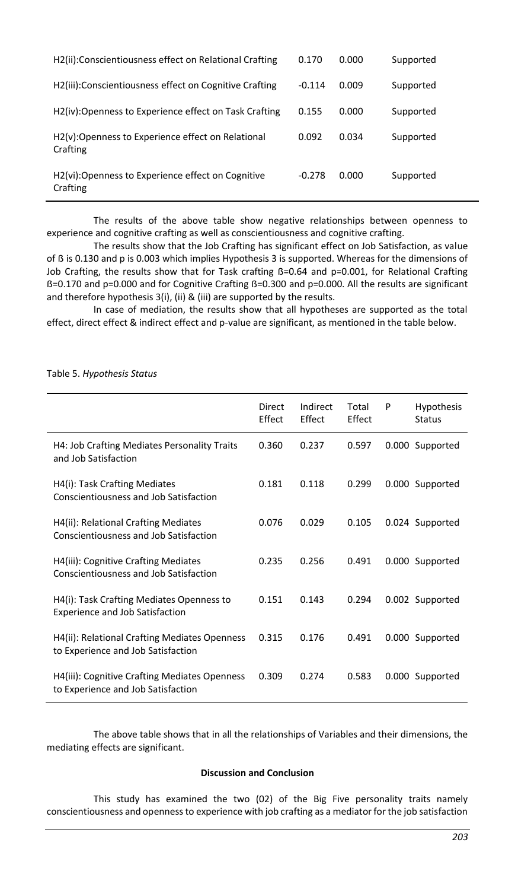| H2(ii):Conscientiousness effect on Relational Crafting | 0.170 | 0.000 | Supported |
|---|---|---|---|
| H2(iii):Conscientiousness effect on Cognitive Crafting | -0.114 | 0.009 | Supported |
| H2(iv):Openness to Experience effect on Task Crafting | 0.155 | 0.000 | Supported |
| H2(v):Openness to Experience effect on Relational Crafting | 0.092 | 0.034 | Supported |
| H2(vi):Openness to Experience effect on Cognitive Crafting | -0.278 | 0.000 | Supported |

The results of the above table show negative relationships between openness to experience and cognitive crafting as well as conscientiousness and cognitive crafting.

The results show that the Job Crafting has significant effect on Job Satisfaction, as value of ß is 0.130 and p is 0.003 which implies Hypothesis 3 is supported. Whereas for the dimensions of Job Crafting, the results show that for Task crafting ß=0.64 and p=0.001, for Relational Crafting ß=0.170 and p=0.000 and for Cognitive Crafting ß=0.300 and p=0.000. All the results are significant and therefore hypothesis 3(i), (ii) & (iii) are supported by the results.

In case of mediation, the results show that all hypotheses are supported as the total effect, direct effect & indirect effect and p-value are significant, as mentioned in the table below.

Table 5. *Hypothesis Status*

| | Direct Effect | Indirect Effect | Total Effect | P | Hypothesis Status |
|---|---|---|---|---|---|
| H4: Job Crafting Mediates Personality Traits and Job Satisfaction | 0.360 | 0.237 | 0.597 | 0.000 | Supported |
| H4(i): Task Crafting Mediates Conscientiousness and Job Satisfaction | 0.181 | 0.118 | 0.299 | 0.000 | Supported |
| H4(ii): Relational Crafting Mediates Conscientiousness and Job Satisfaction | 0.076 | 0.029 | 0.105 | 0.024 | Supported |
| H4(iii): Cognitive Crafting Mediates Conscientiousness and Job Satisfaction | 0.235 | 0.256 | 0.491 | 0.000 | Supported |
| H4(i): Task Crafting Mediates Openness to Experience and Job Satisfaction | 0.151 | 0.143 | 0.294 | 0.002 | Supported |
| H4(ii): Relational Crafting Mediates Openness to Experience and Job Satisfaction | 0.315 | 0.176 | 0.491 | 0.000 | Supported |
| H4(iii): Cognitive Crafting Mediates Openness to Experience and Job Satisfaction | 0.309 | 0.274 | 0.583 | 0.000 | Supported |

The above table shows that in all the relationships of Variables and their dimensions, the mediating effects are significant.

**Discussion and Conclusion**

This study has examined the two (02) of the Big Five personality traits namely conscientiousness and openness to experience with job crafting as a mediator for the job satisfaction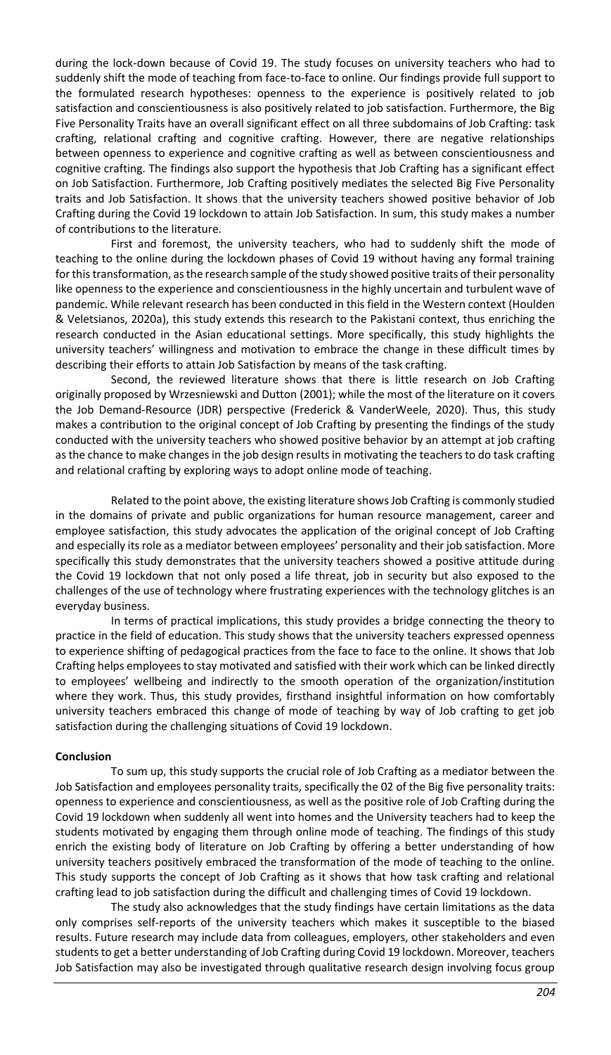during the lock-down because of Covid 19. The study focuses on university teachers who had to suddenly shift the mode of teaching from face-to-face to online. Our findings provide full support to the formulated research hypotheses: openness to the experience is positively related to job satisfaction and conscientiousness is also positively related to job satisfaction. Furthermore, the Big Five Personality Traits have an overall significant effect on all three subdomains of Job Crafting: task crafting, relational crafting and cognitive crafting. However, there are negative relationships between openness to experience and cognitive crafting as well as between conscientiousness and cognitive crafting. The findings also support the hypothesis that Job Crafting has a significant effect on Job Satisfaction. Furthermore, Job Crafting positively mediates the selected Big Five Personality traits and Job Satisfaction. It shows that the university teachers showed positive behavior of Job Crafting during the Covid 19 lockdown to attain Job Satisfaction. In sum, this study makes a number of contributions to the literature.

First and foremost, the university teachers, who had to suddenly shift the mode of teaching to the online during the lockdown phases of Covid 19 without having any formal training for this transformation, as the research sample of the study showed positive traits of their personality like openness to the experience and conscientiousness in the highly uncertain and turbulent wave of pandemic. While relevant research has been conducted in this field in the Western context (Houlden & Veletsianos, 2020a), this study extends this research to the Pakistani context, thus enriching the research conducted in the Asian educational settings. More specifically, this study highlights the university teachers' willingness and motivation to embrace the change in these difficult times by describing their efforts to attain Job Satisfaction by means of the task crafting.

Second, the reviewed literature shows that there is little research on Job Crafting originally proposed by Wrzesniewski and Dutton (2001); while the most of the literature on it covers the Job Demand-Resource (JDR) perspective (Frederick & VanderWeele, 2020). Thus, this study makes a contribution to the original concept of Job Crafting by presenting the findings of the study conducted with the university teachers who showed positive behavior by an attempt at job crafting as the chance to make changes in the job design results in motivating the teachers to do task crafting and relational crafting by exploring ways to adopt online mode of teaching.

Related to the point above, the existing literature shows Job Crafting is commonly studied in the domains of private and public organizations for human resource management, career and employee satisfaction, this study advocates the application of the original concept of Job Crafting and especially its role as a mediator between employees' personality and their job satisfaction. More specifically this study demonstrates that the university teachers showed a positive attitude during the Covid 19 lockdown that not only posed a life threat, job in security but also exposed to the challenges of the use of technology where frustrating experiences with the technology glitches is an everyday business.

In terms of practical implications, this study provides a bridge connecting the theory to practice in the field of education. This study shows that the university teachers expressed openness to experience shifting of pedagogical practices from the face to face to the online. It shows that Job Crafting helps employees to stay motivated and satisfied with their work which can be linked directly to employees' wellbeing and indirectly to the smooth operation of the organization/institution where they work. Thus, this study provides, firsthand insightful information on how comfortably university teachers embraced this change of mode of teaching by way of Job crafting to get job satisfaction during the challenging situations of Covid 19 lockdown.

## Conclusion

To sum up, this study supports the crucial role of Job Crafting as a mediator between the Job Satisfaction and employees personality traits, specifically the 02 of the Big five personality traits: openness to experience and conscientiousness, as well as the positive role of Job Crafting during the Covid 19 lockdown when suddenly all went into homes and the University teachers had to keep the students motivated by engaging them through online mode of teaching. The findings of this study enrich the existing body of literature on Job Crafting by offering a better understanding of how university teachers positively embraced the transformation of the mode of teaching to the online. This study supports the concept of Job Crafting as it shows that how task crafting and relational crafting lead to job satisfaction during the difficult and challenging times of Covid 19 lockdown.

The study also acknowledges that the study findings have certain limitations as the data only comprises self-reports of the university teachers which makes it susceptible to the biased results. Future research may include data from colleagues, employers, other stakeholders and even students to get a better understanding of Job Crafting during Covid 19 lockdown. Moreover, teachers Job Satisfaction may also be investigated through qualitative research design involving focus group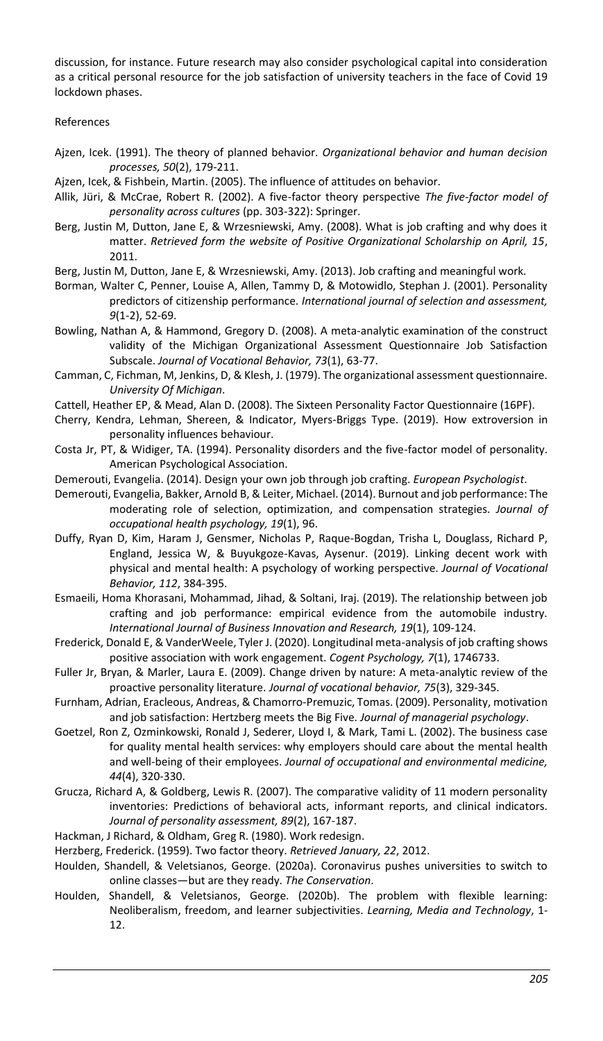discussion, for instance. Future research may also consider psychological capital into consideration as a critical personal resource for the job satisfaction of university teachers in the face of Covid 19 lockdown phases.

References

Ajzen, Icek. (1991). The theory of planned behavior. *Organizational behavior and human decision processes, 50*(2), 179-211.

Ajzen, Icek, & Fishbein, Martin. (2005). The influence of attitudes on behavior.

Allik, Jüri, & McCrae, Robert R. (2002). A five-factor theory perspective *The five-factor model of personality across cultures* (pp. 303-322): Springer.

Berg, Justin M, Dutton, Jane E, & Wrzesniewski, Amy. (2008). What is job crafting and why does it matter. *Retrieved form the website of Positive Organizational Scholarship on April, 15*, 2011.

Berg, Justin M, Dutton, Jane E, & Wrzesniewski, Amy. (2013). Job crafting and meaningful work.

Borman, Walter C, Penner, Louise A, Allen, Tammy D, & Motowidlo, Stephan J. (2001). Personality predictors of citizenship performance. *International journal of selection and assessment, 9*(1-2), 52-69.

Bowling, Nathan A, & Hammond, Gregory D. (2008). A meta-analytic examination of the construct validity of the Michigan Organizational Assessment Questionnaire Job Satisfaction Subscale. *Journal of Vocational Behavior, 73*(1), 63-77.

Camman, C, Fichman, M, Jenkins, D, & Klesh, J. (1979). The organizational assessment questionnaire. *University Of Michigan*.

Cattell, Heather EP, & Mead, Alan D. (2008). The Sixteen Personality Factor Questionnaire (16PF).

Cherry, Kendra, Lehman, Shereen, & Indicator, Myers-Briggs Type. (2019). How extroversion in personality influences behaviour.

Costa Jr, PT, & Widiger, TA. (1994). Personality disorders and the five-factor model of personality. American Psychological Association.

Demerouti, Evangelia. (2014). Design your own job through job crafting. *European Psychologist*.

Demerouti, Evangelia, Bakker, Arnold B, & Leiter, Michael. (2014). Burnout and job performance: The moderating role of selection, optimization, and compensation strategies. *Journal of occupational health psychology, 19*(1), 96.

Duffy, Ryan D, Kim, Haram J, Gensmer, Nicholas P, Raque-Bogdan, Trisha L, Douglass, Richard P, England, Jessica W, & Buyukgoze-Kavas, Aysenur. (2019). Linking decent work with physical and mental health: A psychology of working perspective. *Journal of Vocational Behavior, 112*, 384-395.

Esmaeili, Homa Khorasani, Mohammad, Jihad, & Soltani, Iraj. (2019). The relationship between job crafting and job performance: empirical evidence from the automobile industry. *International Journal of Business Innovation and Research, 19*(1), 109-124.

Frederick, Donald E, & VanderWeele, Tyler J. (2020). Longitudinal meta-analysis of job crafting shows positive association with work engagement. *Cogent Psychology, 7*(1), 1746733.

Fuller Jr, Bryan, & Marler, Laura E. (2009). Change driven by nature: A meta-analytic review of the proactive personality literature. *Journal of vocational behavior, 75*(3), 329-345.

Furnham, Adrian, Eracleous, Andreas, & Chamorro-Premuzic, Tomas. (2009). Personality, motivation and job satisfaction: Hertzberg meets the Big Five. *Journal of managerial psychology*.

Goetzel, Ron Z, Ozminkowski, Ronald J, Sederer, Lloyd I, & Mark, Tami L. (2002). The business case for quality mental health services: why employers should care about the mental health and well-being of their employees. *Journal of occupational and environmental medicine, 44*(4), 320-330.

Grucza, Richard A, & Goldberg, Lewis R. (2007). The comparative validity of 11 modern personality inventories: Predictions of behavioral acts, informant reports, and clinical indicators. *Journal of personality assessment, 89*(2), 167-187.

Hackman, J Richard, & Oldham, Greg R. (1980). Work redesign.

Herzberg, Frederick. (1959). Two factor theory. *Retrieved January, 22*, 2012.

Houlden, Shandell, & Veletsianos, George. (2020a). Coronavirus pushes universities to switch to online classes—but are they ready. *The Conservation*.

Houlden, Shandell, & Veletsianos, George. (2020b). The problem with flexible learning: Neoliberalism, freedom, and learner subjectivities. *Learning, Media and Technology*, 1-12.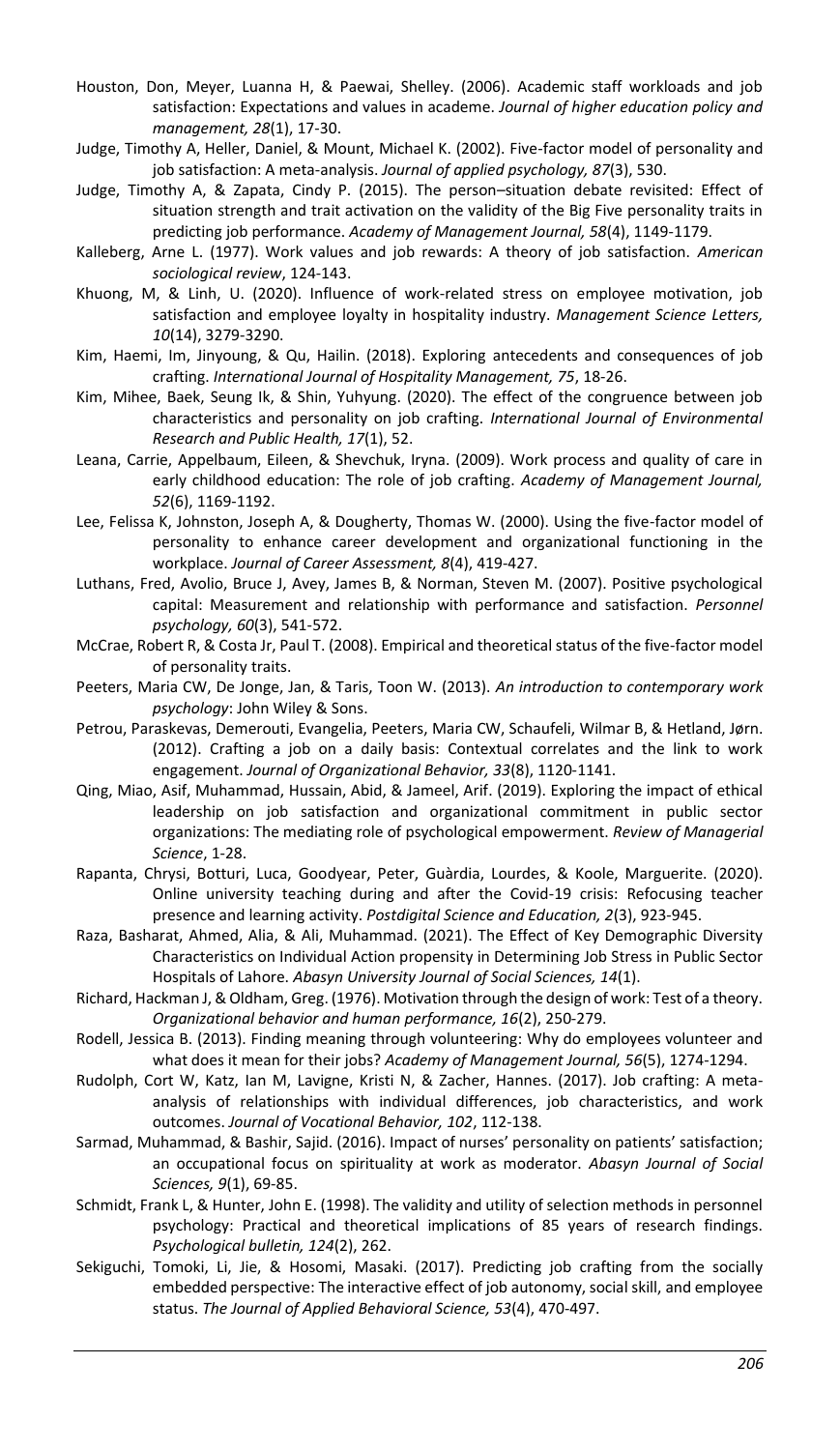Houston, Don, Meyer, Luanna H, & Paewai, Shelley. (2006). Academic staff workloads and job satisfaction: Expectations and values in academe. *Journal of higher education policy and management, 28*(1), 17-30.

Judge, Timothy A, Heller, Daniel, & Mount, Michael K. (2002). Five-factor model of personality and job satisfaction: A meta-analysis. *Journal of applied psychology, 87*(3), 530.

Judge, Timothy A, & Zapata, Cindy P. (2015). The person–situation debate revisited: Effect of situation strength and trait activation on the validity of the Big Five personality traits in predicting job performance. *Academy of Management Journal, 58*(4), 1149-1179.

Kalleberg, Arne L. (1977). Work values and job rewards: A theory of job satisfaction. *American sociological review*, 124-143.

Khuong, M, & Linh, U. (2020). Influence of work-related stress on employee motivation, job satisfaction and employee loyalty in hospitality industry. *Management Science Letters, 10*(14), 3279-3290.

Kim, Haemi, Im, Jinyoung, & Qu, Hailin. (2018). Exploring antecedents and consequences of job crafting. *International Journal of Hospitality Management, 75*, 18-26.

Kim, Mihee, Baek, Seung Ik, & Shin, Yuhyung. (2020). The effect of the congruence between job characteristics and personality on job crafting. *International Journal of Environmental Research and Public Health, 17*(1), 52.

Leana, Carrie, Appelbaum, Eileen, & Shevchuk, Iryna. (2009). Work process and quality of care in early childhood education: The role of job crafting. *Academy of Management Journal, 52*(6), 1169-1192.

Lee, Felissa K, Johnston, Joseph A, & Dougherty, Thomas W. (2000). Using the five-factor model of personality to enhance career development and organizational functioning in the workplace. *Journal of Career Assessment, 8*(4), 419-427.

Luthans, Fred, Avolio, Bruce J, Avey, James B, & Norman, Steven M. (2007). Positive psychological capital: Measurement and relationship with performance and satisfaction. *Personnel psychology, 60*(3), 541-572.

McCrae, Robert R, & Costa Jr, Paul T. (2008). Empirical and theoretical status of the five-factor model of personality traits.

Peeters, Maria CW, De Jonge, Jan, & Taris, Toon W. (2013). *An introduction to contemporary work psychology*: John Wiley & Sons.

Petrou, Paraskevas, Demerouti, Evangelia, Peeters, Maria CW, Schaufeli, Wilmar B, & Hetland, Jørn. (2012). Crafting a job on a daily basis: Contextual correlates and the link to work engagement. *Journal of Organizational Behavior, 33*(8), 1120-1141.

Qing, Miao, Asif, Muhammad, Hussain, Abid, & Jameel, Arif. (2019). Exploring the impact of ethical leadership on job satisfaction and organizational commitment in public sector organizations: The mediating role of psychological empowerment. *Review of Managerial Science*, 1-28.

Rapanta, Chrysi, Botturi, Luca, Goodyear, Peter, Guàrdia, Lourdes, & Koole, Marguerite. (2020). Online university teaching during and after the Covid-19 crisis: Refocusing teacher presence and learning activity. *Postdigital Science and Education, 2*(3), 923-945.

Raza, Basharat, Ahmed, Alia, & Ali, Muhammad. (2021). The Effect of Key Demographic Diversity Characteristics on Individual Action propensity in Determining Job Stress in Public Sector Hospitals of Lahore. *Abasyn University Journal of Social Sciences, 14*(1).

Richard, Hackman J, & Oldham, Greg. (1976). Motivation through the design of work: Test of a theory. *Organizational behavior and human performance, 16*(2), 250-279.

Rodell, Jessica B. (2013). Finding meaning through volunteering: Why do employees volunteer and what does it mean for their jobs? *Academy of Management Journal, 56*(5), 1274-1294.

Rudolph, Cort W, Katz, Ian M, Lavigne, Kristi N, & Zacher, Hannes. (2017). Job crafting: A meta-analysis of relationships with individual differences, job characteristics, and work outcomes. *Journal of Vocational Behavior, 102*, 112-138.

Sarmad, Muhammad, & Bashir, Sajid. (2016). Impact of nurses' personality on patients' satisfaction; an occupational focus on spirituality at work as moderator. *Abasyn Journal of Social Sciences, 9*(1), 69-85.

Schmidt, Frank L, & Hunter, John E. (1998). The validity and utility of selection methods in personnel psychology: Practical and theoretical implications of 85 years of research findings. *Psychological bulletin, 124*(2), 262.

Sekiguchi, Tomoki, Li, Jie, & Hosomi, Masaki. (2017). Predicting job crafting from the socially embedded perspective: The interactive effect of job autonomy, social skill, and employee status. *The Journal of Applied Behavioral Science, 53*(4), 470-497.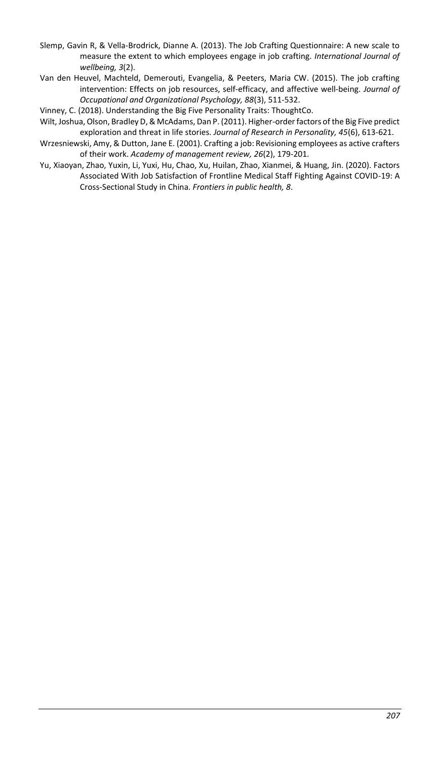Slemp, Gavin R, & Vella-Brodrick, Dianne A. (2013). The Job Crafting Questionnaire: A new scale to measure the extent to which employees engage in job crafting. *International Journal of wellbeing, 3*(2).

Van den Heuvel, Machteld, Demerouti, Evangelia, & Peeters, Maria CW. (2015). The job crafting intervention: Effects on job resources, self-efficacy, and affective well-being. *Journal of Occupational and Organizational Psychology, 88*(3), 511-532.

Vinney, C. (2018). Understanding the Big Five Personality Traits: ThoughtCo.

Wilt, Joshua, Olson, Bradley D, & McAdams, Dan P. (2011). Higher-order factors of the Big Five predict exploration and threat in life stories. *Journal of Research in Personality, 45*(6), 613-621.

Wrzesniewski, Amy, & Dutton, Jane E. (2001). Crafting a job: Revisioning employees as active crafters of their work. *Academy of management review, 26*(2), 179-201.

Yu, Xiaoyan, Zhao, Yuxin, Li, Yuxi, Hu, Chao, Xu, Huilan, Zhao, Xianmei, & Huang, Jin. (2020). Factors Associated With Job Satisfaction of Frontline Medical Staff Fighting Against COVID-19: A Cross-Sectional Study in China. *Frontiers in public health, 8*.